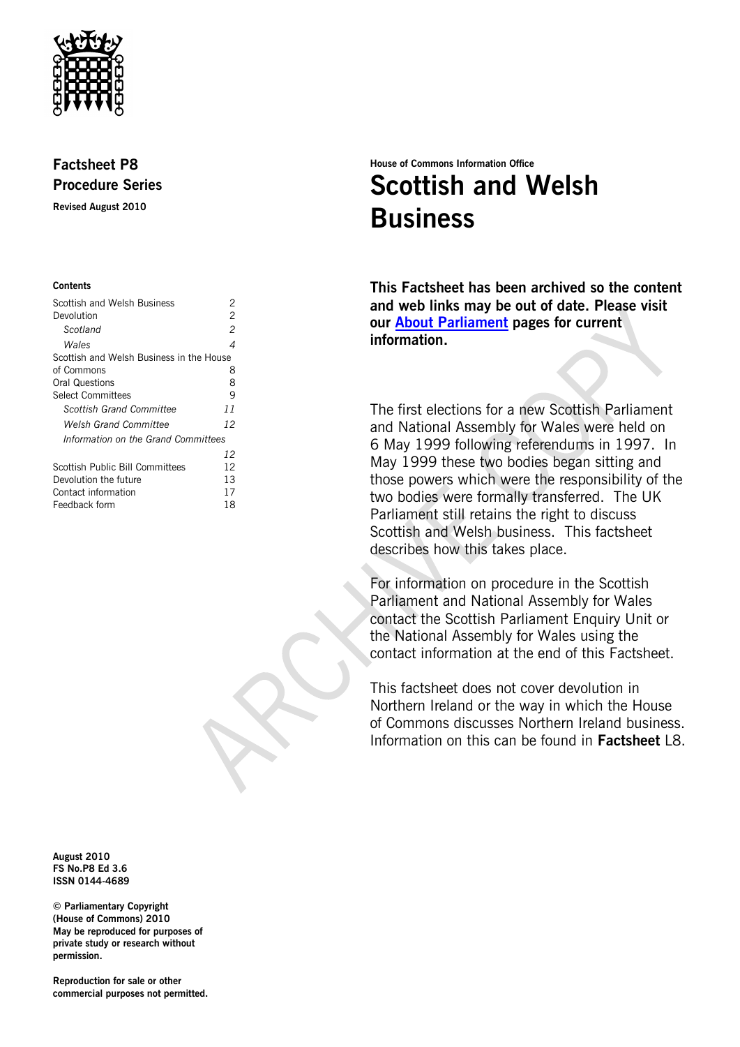**Factsheet P8**
**Procedure Series**

**Revised August 2010**

**Contents**

| | |
|---|---|
| Scottish and Welsh Business | 2 |
| Devolution | 2 |
| *Scotland* | *2* |
| *Wales* | *4* |
| Scottish and Welsh Business in the House of Commons | 8 |
| Oral Questions | 8 |
| Select Committees | 9 |
| *Scottish Grand Committee* | *11* |
| *Welsh Grand Committee* | *12* |
| *Information on the Grand Committees* | *12* |
| Scottish Public Bill Committees | 12 |
| Devolution the future | 13 |
| Contact information | 17 |
| Feedback form | 18 |

House of Commons Information Office

# Scottish and Welsh Business

**This Factsheet has been archived so the content and web links may be out of date. Please visit our About Parliament pages for current information.**

The first elections for a new Scottish Parliament and National Assembly for Wales were held on 6 May 1999 following referendums in 1997. In May 1999 these two bodies began sitting and those powers which were the responsibility of the two bodies were formally transferred. The UK Parliament still retains the right to discuss Scottish and Welsh business. This factsheet describes how this takes place.

For information on procedure in the Scottish Parliament and National Assembly for Wales contact the Scottish Parliament Enquiry Unit or the National Assembly for Wales using the contact information at the end of this Factsheet.

This factsheet does not cover devolution in Northern Ireland or the way in which the House of Commons discusses Northern Ireland business. Information on this can be found in **Factsheet** L8.

**August 2010**
**FS No.P8 Ed 3.6**
**ISSN 0144-4689**

**© Parliamentary Copyright (House of Commons) 2010**
**May be reproduced for purposes of private study or research without permission.**

**Reproduction for sale or other commercial purposes not permitted.**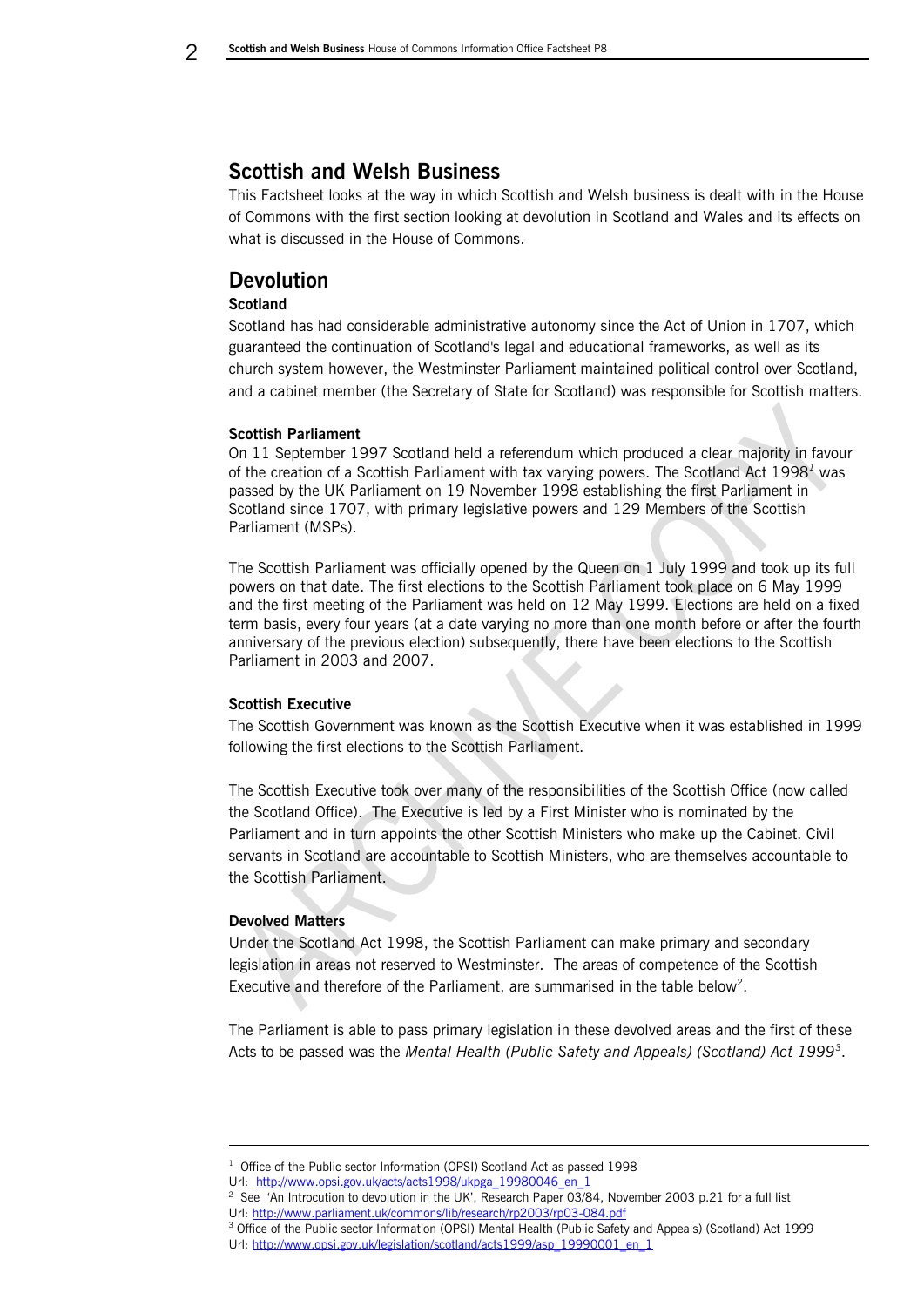## Scottish and Welsh Business

This Factsheet looks at the way in which Scottish and Welsh business is dealt with in the House of Commons with the first section looking at devolution in Scotland and Wales and its effects on what is discussed in the House of Commons.

## Devolution

### Scotland

Scotland has had considerable administrative autonomy since the Act of Union in 1707, which guaranteed the continuation of Scotland's legal and educational frameworks, as well as its church system however, the Westminster Parliament maintained political control over Scotland, and a cabinet member (the Secretary of State for Scotland) was responsible for Scottish matters.

#### Scottish Parliament

On 11 September 1997 Scotland held a referendum which produced a clear majority in favour of the creation of a Scottish Parliament with tax varying powers. The Scotland Act 1998[1] was passed by the UK Parliament on 19 November 1998 establishing the first Parliament in Scotland since 1707, with primary legislative powers and 129 Members of the Scottish Parliament (MSPs).

The Scottish Parliament was officially opened by the Queen on 1 July 1999 and took up its full powers on that date. The first elections to the Scottish Parliament took place on 6 May 1999 and the first meeting of the Parliament was held on 12 May 1999. Elections are held on a fixed term basis, every four years (at a date varying no more than one month before or after the fourth anniversary of the previous election) subsequently, there have been elections to the Scottish Parliament in 2003 and 2007.

#### Scottish Executive

The Scottish Government was known as the Scottish Executive when it was established in 1999 following the first elections to the Scottish Parliament.

The Scottish Executive took over many of the responsibilities of the Scottish Office (now called the Scotland Office). The Executive is led by a First Minister who is nominated by the Parliament and in turn appoints the other Scottish Ministers who make up the Cabinet. Civil servants in Scotland are accountable to Scottish Ministers, who are themselves accountable to the Scottish Parliament.

#### Devolved Matters

Under the Scotland Act 1998, the Scottish Parliament can make primary and secondary legislation in areas not reserved to Westminster. The areas of competence of the Scottish Executive and therefore of the Parliament, are summarised in the table below[2].

The Parliament is able to pass primary legislation in these devolved areas and the first of these Acts to be passed was the *Mental Health (Public Safety and Appeals) (Scotland) Act 1999*[3].

---

[1] Office of the Public sector Information (OPSI) Scotland Act as passed 1998
Url: http://www.opsi.gov.uk/acts/acts1998/ukpga_19980046_en_1

[2] See 'An Introcution to devolution in the UK', Research Paper 03/84, November 2003 p.21 for a full list
Url: http://www.parliament.uk/commons/lib/research/rp2003/rp03-084.pdf

[3] Office of the Public sector Information (OPSI) Mental Health (Public Safety and Appeals) (Scotland) Act 1999
Url: http://www.opsi.gov.uk/legislation/scotland/acts1999/asp_19990001_en_1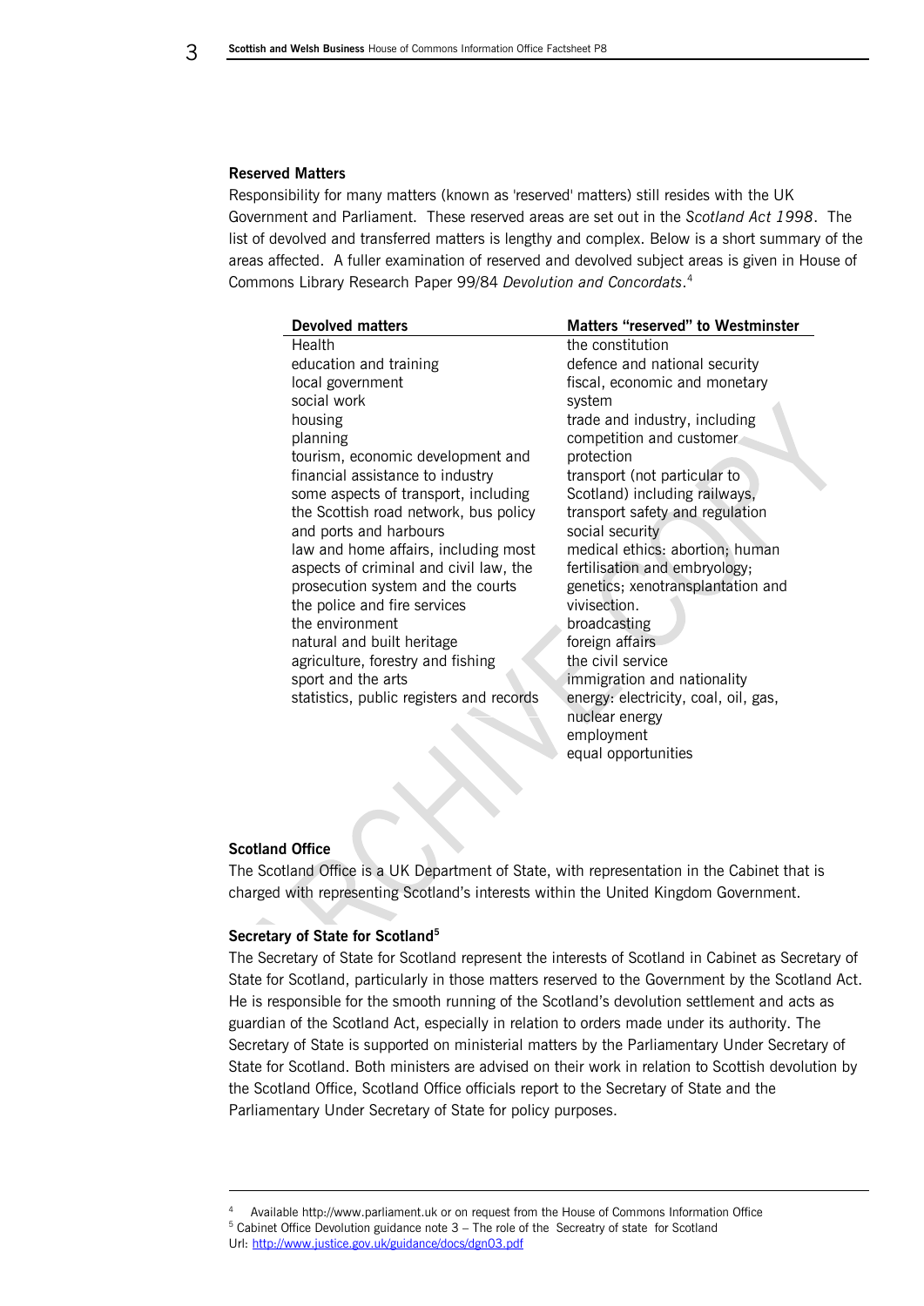### Reserved Matters

Responsibility for many matters (known as 'reserved' matters) still resides with the UK Government and Parliament. These reserved areas are set out in the *Scotland Act 1998*. The list of devolved and transferred matters is lengthy and complex. Below is a short summary of the areas affected. A fuller examination of reserved and devolved subject areas is given in House of Commons Library Research Paper 99/84 *Devolution and Concordats*.[4]

| Devolved matters | Matters "reserved" to Westminster |
|---|---|
| Health | the constitution |
| education and training | defence and national security |
| local government | fiscal, economic and monetary system |
| social work | trade and industry, including competition and customer protection |
| housing | transport (not particular to Scotland) including railways, transport safety and regulation |
| planning | social security |
| tourism, economic development and financial assistance to industry | medical ethics: abortion; human fertilisation and embryology; genetics; xenotransplantation and vivisection. |
| some aspects of transport, including the Scottish road network, bus policy and ports and harbours | broadcasting |
| law and home affairs, including most aspects of criminal and civil law, the prosecution system and the courts | foreign affairs |
| the police and fire services | the civil service |
| the environment | immigration and nationality |
| natural and built heritage | energy: electricity, coal, oil, gas, nuclear energy |
| agriculture, forestry and fishing | employment |
| sport and the arts | equal opportunities |
| statistics, public registers and records | |

### Scotland Office

The Scotland Office is a UK Department of State, with representation in the Cabinet that is charged with representing Scotland's interests within the United Kingdom Government.

### Secretary of State for Scotland[5]

The Secretary of State for Scotland represent the interests of Scotland in Cabinet as Secretary of State for Scotland, particularly in those matters reserved to the Government by the Scotland Act. He is responsible for the smooth running of the Scotland's devolution settlement and acts as guardian of the Scotland Act, especially in relation to orders made under its authority. The Secretary of State is supported on ministerial matters by the Parliamentary Under Secretary of State for Scotland. Both ministers are advised on their work in relation to Scottish devolution by the Scotland Office, Scotland Office officials report to the Secretary of State and the Parliamentary Under Secretary of State for policy purposes.

---

[4] Available http://www.parliament.uk or on request from the House of Commons Information Office

[5] Cabinet Office Devolution guidance note 3 – The role of the Secreatry of state for Scotland
Url: http://www.justice.gov.uk/guidance/docs/dgn03.pdf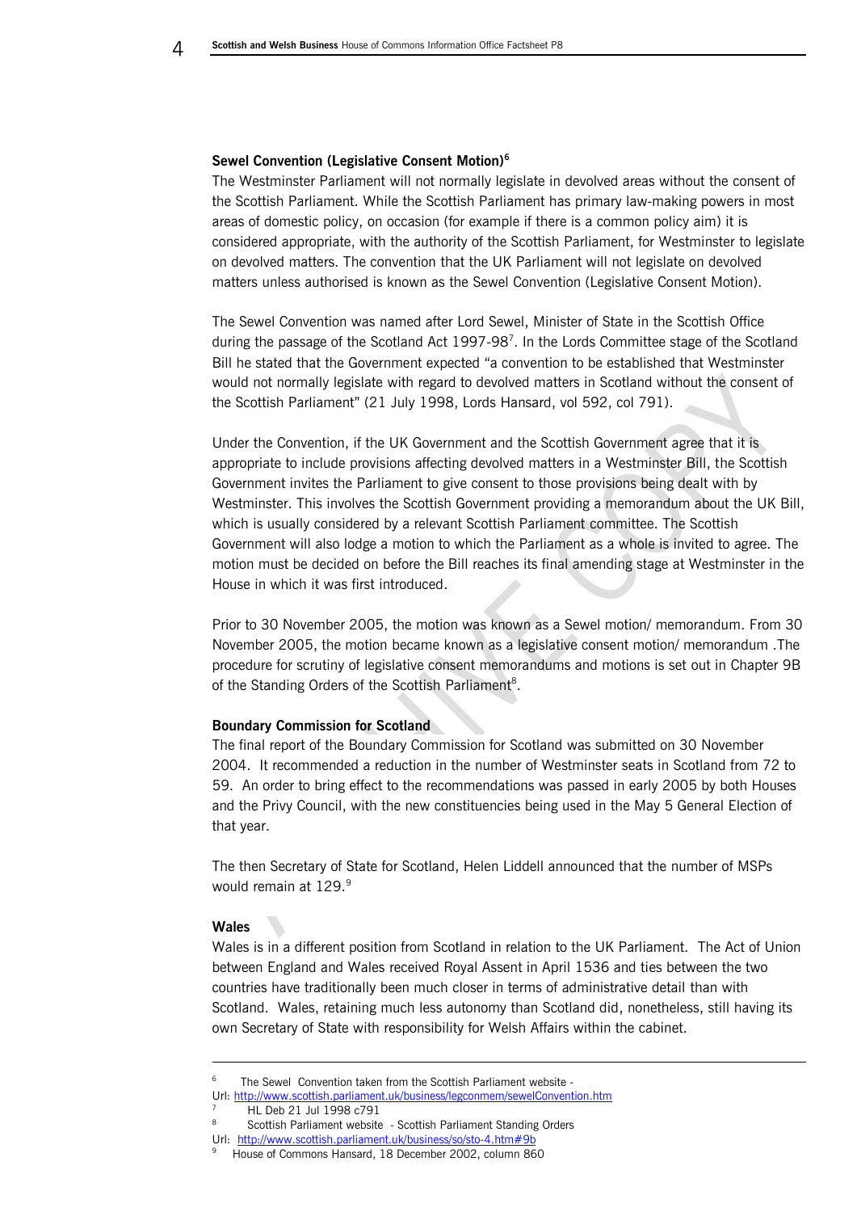**Sewel Convention (Legislative Consent Motion)**[6]

The Westminster Parliament will not normally legislate in devolved areas without the consent of the Scottish Parliament. While the Scottish Parliament has primary law-making powers in most areas of domestic policy, on occasion (for example if there is a common policy aim) it is considered appropriate, with the authority of the Scottish Parliament, for Westminster to legislate on devolved matters. The convention that the UK Parliament will not legislate on devolved matters unless authorised is known as the Sewel Convention (Legislative Consent Motion).

The Sewel Convention was named after Lord Sewel, Minister of State in the Scottish Office during the passage of the Scotland Act 1997-98[7]. In the Lords Committee stage of the Scotland Bill he stated that the Government expected "a convention to be established that Westminster would not normally legislate with regard to devolved matters in Scotland without the consent of the Scottish Parliament" (21 July 1998, Lords Hansard, vol 592, col 791).

Under the Convention, if the UK Government and the Scottish Government agree that it is appropriate to include provisions affecting devolved matters in a Westminster Bill, the Scottish Government invites the Parliament to give consent to those provisions being dealt with by Westminster. This involves the Scottish Government providing a memorandum about the UK Bill, which is usually considered by a relevant Scottish Parliament committee. The Scottish Government will also lodge a motion to which the Parliament as a whole is invited to agree. The motion must be decided on before the Bill reaches its final amending stage at Westminster in the House in which it was first introduced.

Prior to 30 November 2005, the motion was known as a Sewel motion/ memorandum. From 30 November 2005, the motion became known as a legislative consent motion/ memorandum .The procedure for scrutiny of legislative consent memorandums and motions is set out in Chapter 9B of the Standing Orders of the Scottish Parliament[8].

**Boundary Commission for Scotland**

The final report of the Boundary Commission for Scotland was submitted on 30 November 2004. It recommended a reduction in the number of Westminster seats in Scotland from 72 to 59. An order to bring effect to the recommendations was passed in early 2005 by both Houses and the Privy Council, with the new constituencies being used in the May 5 General Election of that year.

The then Secretary of State for Scotland, Helen Liddell announced that the number of MSPs would remain at 129.[9]

**Wales**

Wales is in a different position from Scotland in relation to the UK Parliament. The Act of Union between England and Wales received Royal Assent in April 1536 and ties between the two countries have traditionally been much closer in terms of administrative detail than with Scotland. Wales, retaining much less autonomy than Scotland did, nonetheless, still having its own Secretary of State with responsibility for Welsh Affairs within the cabinet.

---

[6] The Sewel Convention taken from the Scottish Parliament website - Url: http://www.scottish.parliament.uk/business/legconmem/sewelConvention.htm

[7] HL Deb 21 Jul 1998 c791

[8] Scottish Parliament website - Scottish Parliament Standing Orders Url: http://www.scottish.parliament.uk/business/so/sto-4.htm#9b

[9] House of Commons Hansard, 18 December 2002, column 860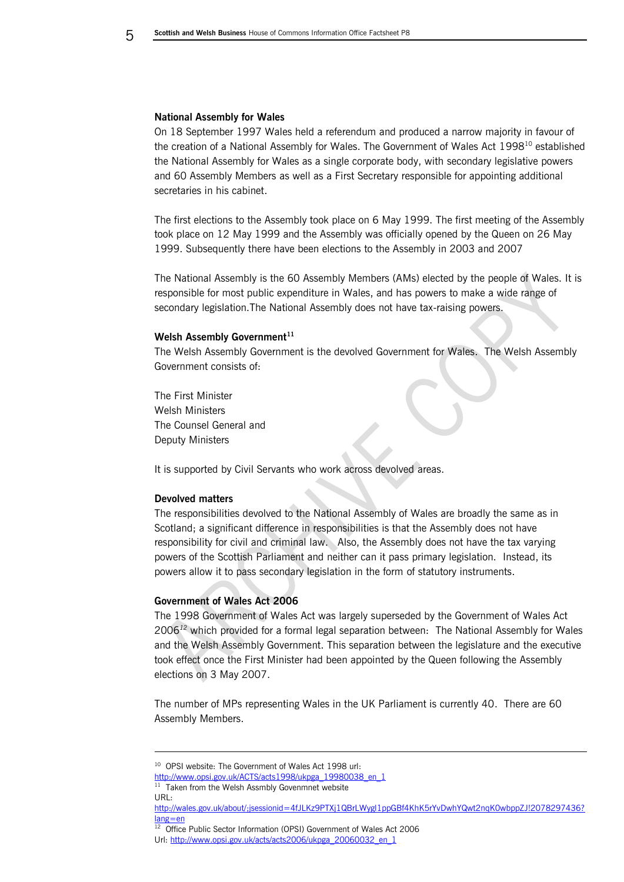**National Assembly for Wales**

On 18 September 1997 Wales held a referendum and produced a narrow majority in favour of the creation of a National Assembly for Wales. The Government of Wales Act 1998[10] established the National Assembly for Wales as a single corporate body, with secondary legislative powers and 60 Assembly Members as well as a First Secretary responsible for appointing additional secretaries in his cabinet.

The first elections to the Assembly took place on 6 May 1999. The first meeting of the Assembly took place on 12 May 1999 and the Assembly was officially opened by the Queen on 26 May 1999. Subsequently there have been elections to the Assembly in 2003 and 2007

The National Assembly is the 60 Assembly Members (AMs) elected by the people of Wales. It is responsible for most public expenditure in Wales, and has powers to make a wide range of secondary legislation.The National Assembly does not have tax-raising powers.

**Welsh Assembly Government[11]**

The Welsh Assembly Government is the devolved Government for Wales. The Welsh Assembly Government consists of:

The First Minister
Welsh Ministers
The Counsel General and
Deputy Ministers

It is supported by Civil Servants who work across devolved areas.

**Devolved matters**

The responsibilities devolved to the National Assembly of Wales are broadly the same as in Scotland; a significant difference in responsibilities is that the Assembly does not have responsibility for civil and criminal law. Also, the Assembly does not have the tax varying powers of the Scottish Parliament and neither can it pass primary legislation. Instead, its powers allow it to pass secondary legislation in the form of statutory instruments.

**Government of Wales Act 2006**

The 1998 Government of Wales Act was largely superseded by the Government of Wales Act 2006[12] which provided for a formal legal separation between: The National Assembly for Wales and the Welsh Assembly Government. This separation between the legislature and the executive took effect once the First Minister had been appointed by the Queen following the Assembly elections on 3 May 2007.

The number of MPs representing Wales in the UK Parliament is currently 40. There are 60 Assembly Members.

---

[10] OPSI website: The Government of Wales Act 1998 url: http://www.opsi.gov.uk/ACTS/acts1998/ukpga_19980038_en_1

[11] Taken from the Welsh Assmbly Govenmnet website URL: http://wales.gov.uk/about/;jsessionid=4fJLKz9PTXj1QBrLWygl1ppGBf4KhK5rYvDwhYQwt2nqK0wbppZJ!2078297436?lang=en

[12] Office Public Sector Information (OPSI) Government of Wales Act 2006 Url: http://www.opsi.gov.uk/acts/acts2006/ukpga_20060032_en_1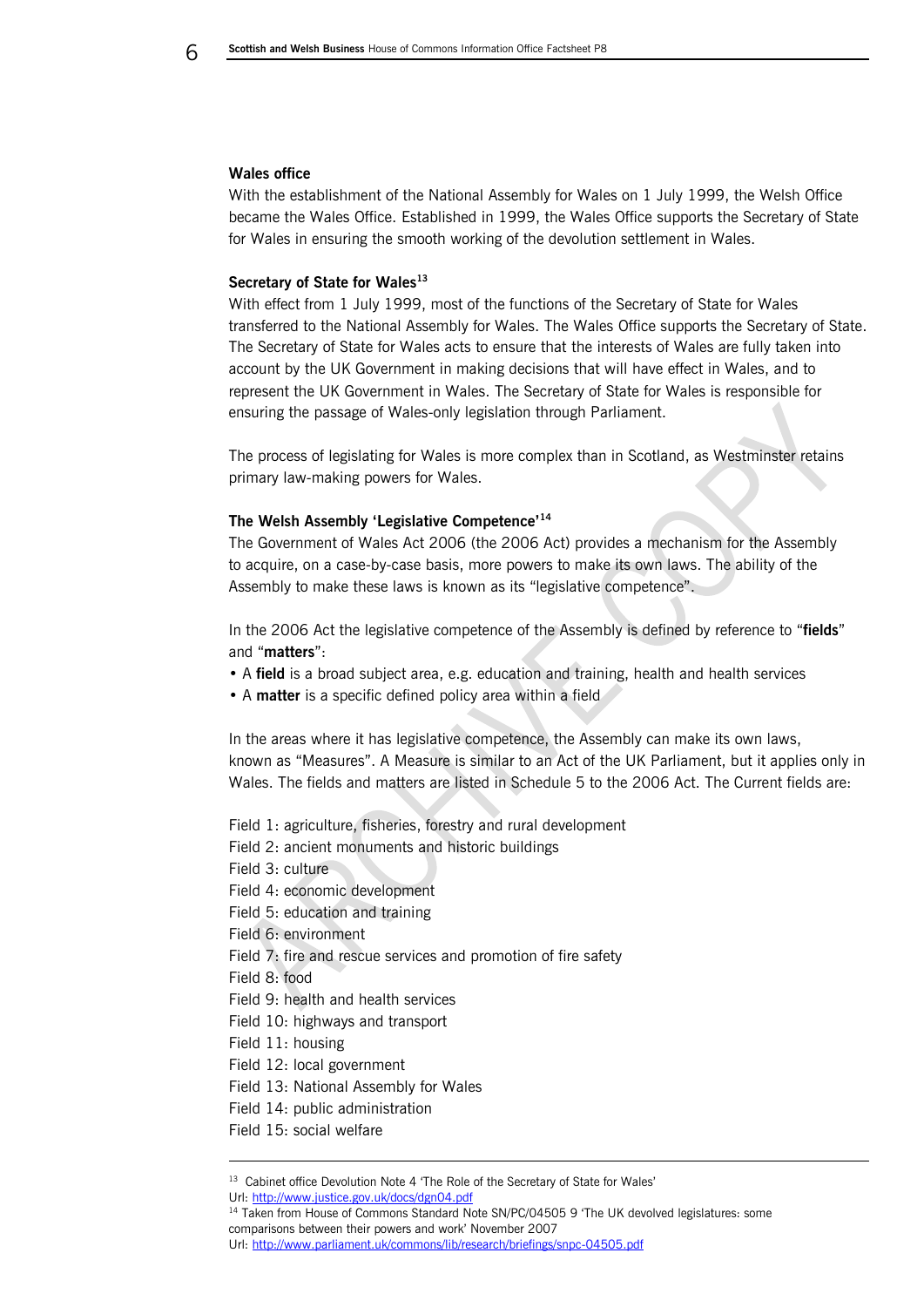### Wales office

With the establishment of the National Assembly for Wales on 1 July 1999, the Welsh Office became the Wales Office. Established in 1999, the Wales Office supports the Secretary of State for Wales in ensuring the smooth working of the devolution settlement in Wales.

### Secretary of State for Wales[13]

With effect from 1 July 1999, most of the functions of the Secretary of State for Wales transferred to the National Assembly for Wales. The Wales Office supports the Secretary of State. The Secretary of State for Wales acts to ensure that the interests of Wales are fully taken into account by the UK Government in making decisions that will have effect in Wales, and to represent the UK Government in Wales. The Secretary of State for Wales is responsible for ensuring the passage of Wales-only legislation through Parliament.

The process of legislating for Wales is more complex than in Scotland, as Westminster retains primary law-making powers for Wales.

### The Welsh Assembly 'Legislative Competence'[14]

The Government of Wales Act 2006 (the 2006 Act) provides a mechanism for the Assembly to acquire, on a case-by-case basis, more powers to make its own laws. The ability of the Assembly to make these laws is known as its "legislative competence".

In the 2006 Act the legislative competence of the Assembly is defined by reference to "**fields**" and "**matters**":

- A **field** is a broad subject area, e.g. education and training, health and health services
- A **matter** is a specific defined policy area within a field

In the areas where it has legislative competence, the Assembly can make its own laws, known as "Measures". A Measure is similar to an Act of the UK Parliament, but it applies only in Wales. The fields and matters are listed in Schedule 5 to the 2006 Act. The Current fields are:

Field 1: agriculture, fisheries, forestry and rural development
Field 2: ancient monuments and historic buildings
Field 3: culture
Field 4: economic development
Field 5: education and training
Field 6: environment
Field 7: fire and rescue services and promotion of fire safety
Field 8: food
Field 9: health and health services
Field 10: highways and transport
Field 11: housing
Field 12: local government
Field 13: National Assembly for Wales
Field 14: public administration
Field 15: social welfare

---

[13] Cabinet office Devolution Note 4 'The Role of the Secretary of State for Wales'
Url: http://www.justice.gov.uk/docs/dgn04.pdf

[14] Taken from House of Commons Standard Note SN/PC/04505 9 'The UK devolved legislatures: some comparisons between their powers and work' November 2007
Url: http://www.parliament.uk/commons/lib/research/briefings/snpc-04505.pdf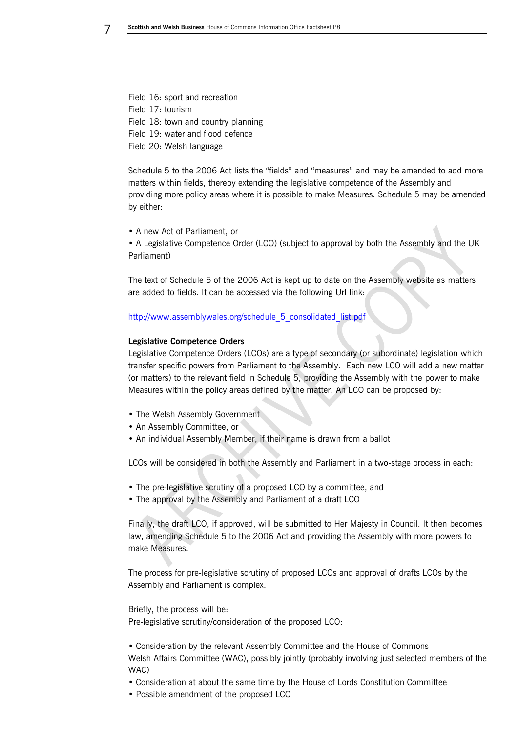Field 16: sport and recreation
Field 17: tourism
Field 18: town and country planning
Field 19: water and flood defence
Field 20: Welsh language

Schedule 5 to the 2006 Act lists the "fields" and "measures" and may be amended to add more matters within fields, thereby extending the legislative competence of the Assembly and providing more policy areas where it is possible to make Measures. Schedule 5 may be amended by either:

- A new Act of Parliament, or
- A Legislative Competence Order (LCO) (subject to approval by both the Assembly and the UK Parliament)

The text of Schedule 5 of the 2006 Act is kept up to date on the Assembly website as matters are added to fields. It can be accessed via the following Url link:

http://www.assemblywales.org/schedule_5_consolidated_list.pdf

**Legislative Competence Orders**

Legislative Competence Orders (LCOs) are a type of secondary (or subordinate) legislation which transfer specific powers from Parliament to the Assembly. Each new LCO will add a new matter (or matters) to the relevant field in Schedule 5, providing the Assembly with the power to make Measures within the policy areas defined by the matter. An LCO can be proposed by:

- The Welsh Assembly Government
- An Assembly Committee, or
- An individual Assembly Member, if their name is drawn from a ballot

LCOs will be considered in both the Assembly and Parliament in a two-stage process in each:

- The pre-legislative scrutiny of a proposed LCO by a committee, and
- The approval by the Assembly and Parliament of a draft LCO

Finally, the draft LCO, if approved, will be submitted to Her Majesty in Council. It then becomes law, amending Schedule 5 to the 2006 Act and providing the Assembly with more powers to make Measures.

The process for pre-legislative scrutiny of proposed LCOs and approval of drafts LCOs by the Assembly and Parliament is complex.

Briefly, the process will be:
Pre-legislative scrutiny/consideration of the proposed LCO:

- Consideration by the relevant Assembly Committee and the House of Commons Welsh Affairs Committee (WAC), possibly jointly (probably involving just selected members of the WAC)
- Consideration at about the same time by the House of Lords Constitution Committee
- Possible amendment of the proposed LCO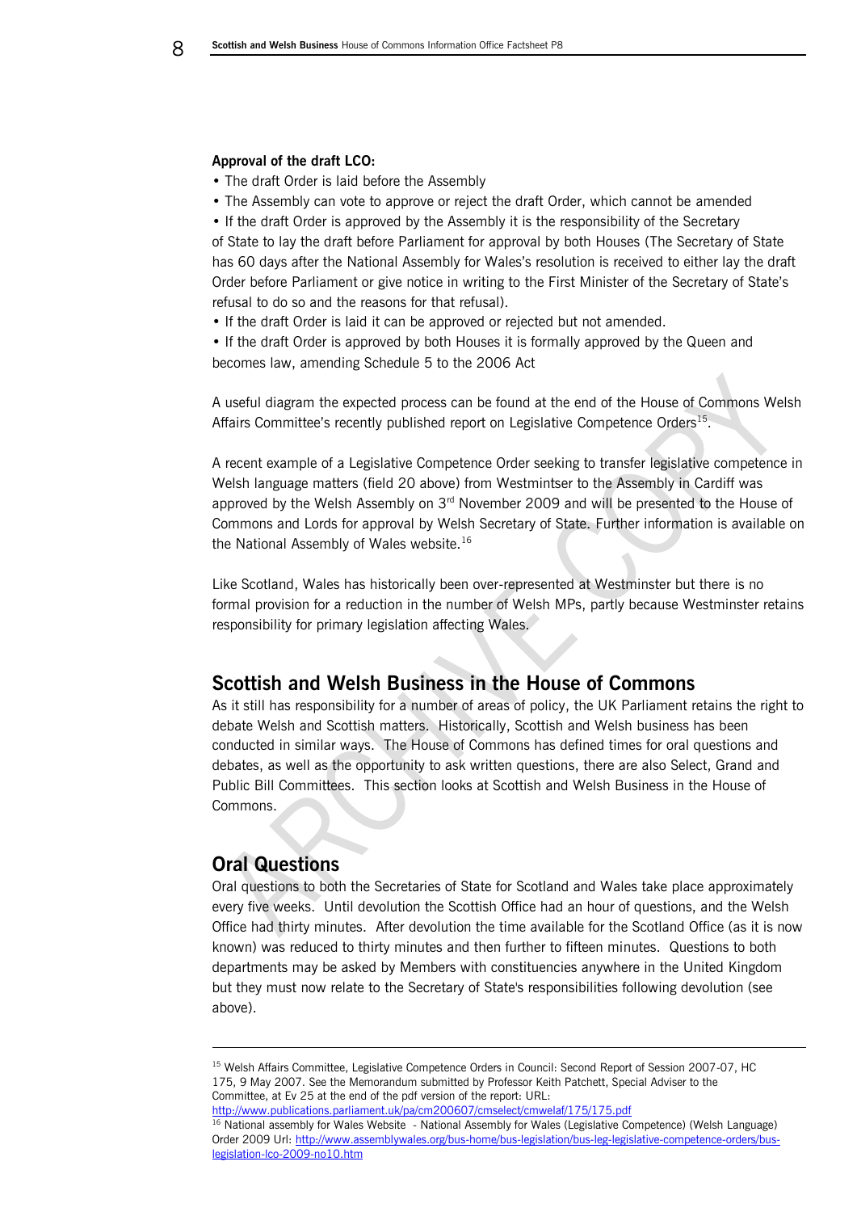**Approval of the draft LCO:**

- The draft Order is laid before the Assembly
- The Assembly can vote to approve or reject the draft Order, which cannot be amended
- If the draft Order is approved by the Assembly it is the responsibility of the Secretary of State to lay the draft before Parliament for approval by both Houses (The Secretary of State has 60 days after the National Assembly for Wales's resolution is received to either lay the draft Order before Parliament or give notice in writing to the First Minister of the Secretary of State's refusal to do so and the reasons for that refusal).
- If the draft Order is laid it can be approved or rejected but not amended.
- If the draft Order is approved by both Houses it is formally approved by the Queen and becomes law, amending Schedule 5 to the 2006 Act

A useful diagram the expected process can be found at the end of the House of Commons Welsh Affairs Committee's recently published report on Legislative Competence Orders[15].

A recent example of a Legislative Competence Order seeking to transfer legislative competence in Welsh language matters (field 20 above) from Westmintser to the Assembly in Cardiff was approved by the Welsh Assembly on 3rd November 2009 and will be presented to the House of Commons and Lords for approval by Welsh Secretary of State. Further information is available on the National Assembly of Wales website.[16]

Like Scotland, Wales has historically been over-represented at Westminster but there is no formal provision for a reduction in the number of Welsh MPs, partly because Westminster retains responsibility for primary legislation affecting Wales.

## Scottish and Welsh Business in the House of Commons

As it still has responsibility for a number of areas of policy, the UK Parliament retains the right to debate Welsh and Scottish matters. Historically, Scottish and Welsh business has been conducted in similar ways. The House of Commons has defined times for oral questions and debates, as well as the opportunity to ask written questions, there are also Select, Grand and Public Bill Committees. This section looks at Scottish and Welsh Business in the House of Commons.

## Oral Questions

Oral questions to both the Secretaries of State for Scotland and Wales take place approximately every five weeks. Until devolution the Scottish Office had an hour of questions, and the Welsh Office had thirty minutes. After devolution the time available for the Scotland Office (as it is now known) was reduced to thirty minutes and then further to fifteen minutes. Questions to both departments may be asked by Members with constituencies anywhere in the United Kingdom but they must now relate to the Secretary of State's responsibilities following devolution (see above).

---

[15] Welsh Affairs Committee, Legislative Competence Orders in Council: Second Report of Session 2007-07, HC 175, 9 May 2007. See the Memorandum submitted by Professor Keith Patchett, Special Adviser to the Committee, at Ev 25 at the end of the pdf version of the report: URL: http://www.publications.parliament.uk/pa/cm200607/cmselect/cmwelaf/175/175.pdf

[16] National assembly for Wales Website - National Assembly for Wales (Legislative Competence) (Welsh Language) Order 2009 Url: http://www.assemblywales.org/bus-home/bus-legislation/bus-leg-legislative-competence-orders/bus-legislation-lco-2009-no10.htm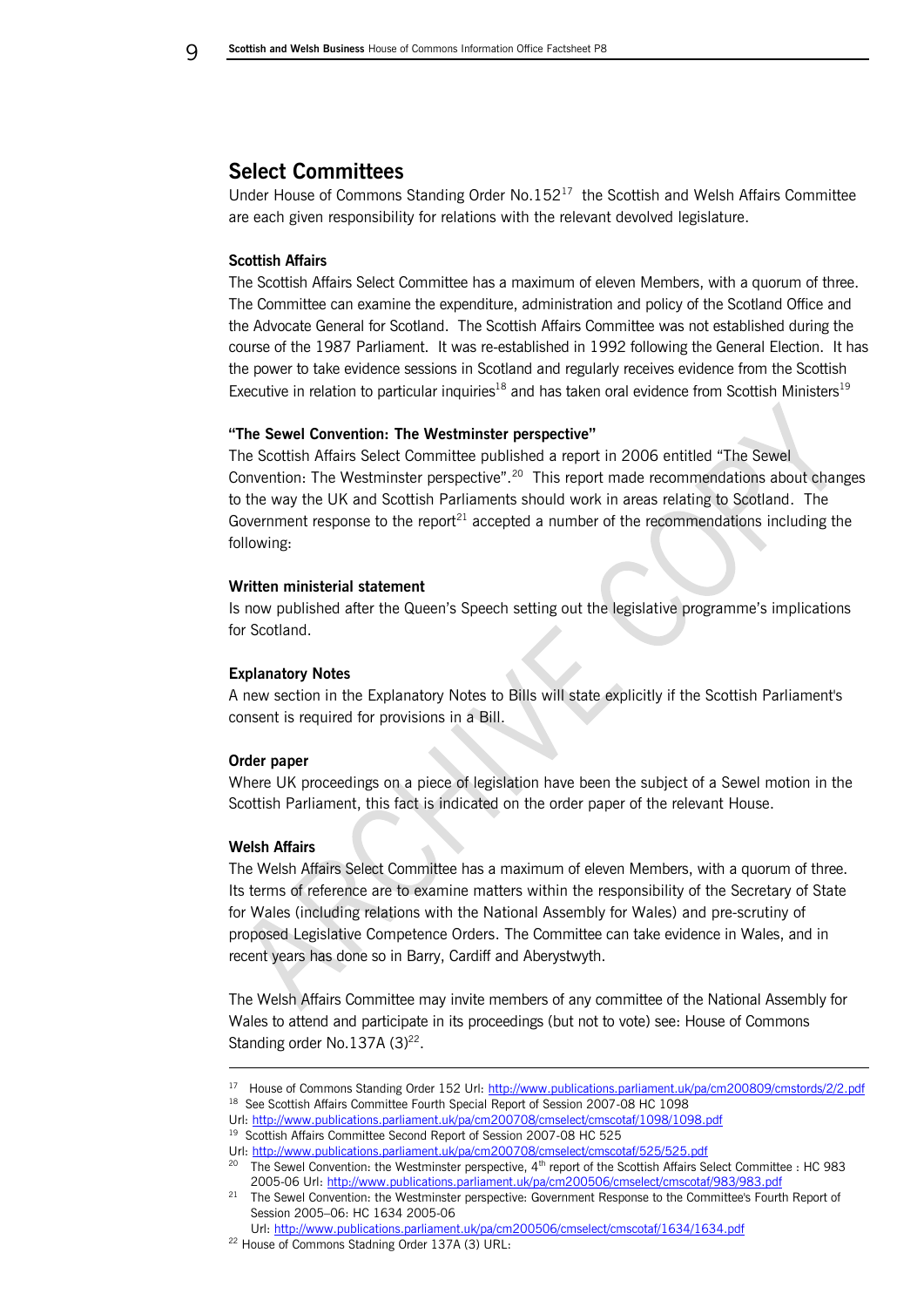## Select Committees

Under House of Commons Standing Order No.152[17] the Scottish and Welsh Affairs Committee are each given responsibility for relations with the relevant devolved legislature.

### Scottish Affairs

The Scottish Affairs Select Committee has a maximum of eleven Members, with a quorum of three. The Committee can examine the expenditure, administration and policy of the Scotland Office and the Advocate General for Scotland. The Scottish Affairs Committee was not established during the course of the 1987 Parliament. It was re-established in 1992 following the General Election. It has the power to take evidence sessions in Scotland and regularly receives evidence from the Scottish Executive in relation to particular inquiries[18] and has taken oral evidence from Scottish Ministers[19]

### "The Sewel Convention: The Westminster perspective"

The Scottish Affairs Select Committee published a report in 2006 entitled "The Sewel Convention: The Westminster perspective".[20] This report made recommendations about changes to the way the UK and Scottish Parliaments should work in areas relating to Scotland. The Government response to the report[21] accepted a number of the recommendations including the following:

### Written ministerial statement

Is now published after the Queen's Speech setting out the legislative programme's implications for Scotland.

### Explanatory Notes

A new section in the Explanatory Notes to Bills will state explicitly if the Scottish Parliament's consent is required for provisions in a Bill.

### Order paper

Where UK proceedings on a piece of legislation have been the subject of a Sewel motion in the Scottish Parliament, this fact is indicated on the order paper of the relevant House.

### Welsh Affairs

The Welsh Affairs Select Committee has a maximum of eleven Members, with a quorum of three. Its terms of reference are to examine matters within the responsibility of the Secretary of State for Wales (including relations with the National Assembly for Wales) and pre-scrutiny of proposed Legislative Competence Orders. The Committee can take evidence in Wales, and in recent years has done so in Barry, Cardiff and Aberystwyth.

The Welsh Affairs Committee may invite members of any committee of the National Assembly for Wales to attend and participate in its proceedings (but not to vote) see: House of Commons Standing order No.137A (3)[22].

---

[17] House of Commons Standing Order 152 Url: http://www.publications.parliament.uk/pa/cm200809/cmstords/2/2.pdf

[18] See Scottish Affairs Committee Fourth Special Report of Session 2007-08 HC 1098
Url: http://www.publications.parliament.uk/pa/cm200708/cmselect/cmscotaf/1098/1098.pdf

[19] Scottish Affairs Committee Second Report of Session 2007-08 HC 525
Url: http://www.publications.parliament.uk/pa/cm200708/cmselect/cmscotaf/525/525.pdf

[20] The Sewel Convention: the Westminster perspective, 4th report of the Scottish Affairs Select Committee : HC 983 2005-06 Url: http://www.publications.parliament.uk/pa/cm200506/cmselect/cmscotaf/983/983.pdf

[21] The Sewel Convention: the Westminster perspective: Government Response to the Committee's Fourth Report of Session 2005–06: HC 1634 2005-06
Url: http://www.publications.parliament.uk/pa/cm200506/cmselect/cmscotaf/1634/1634.pdf

[22] House of Commons Stadning Order 137A (3) URL: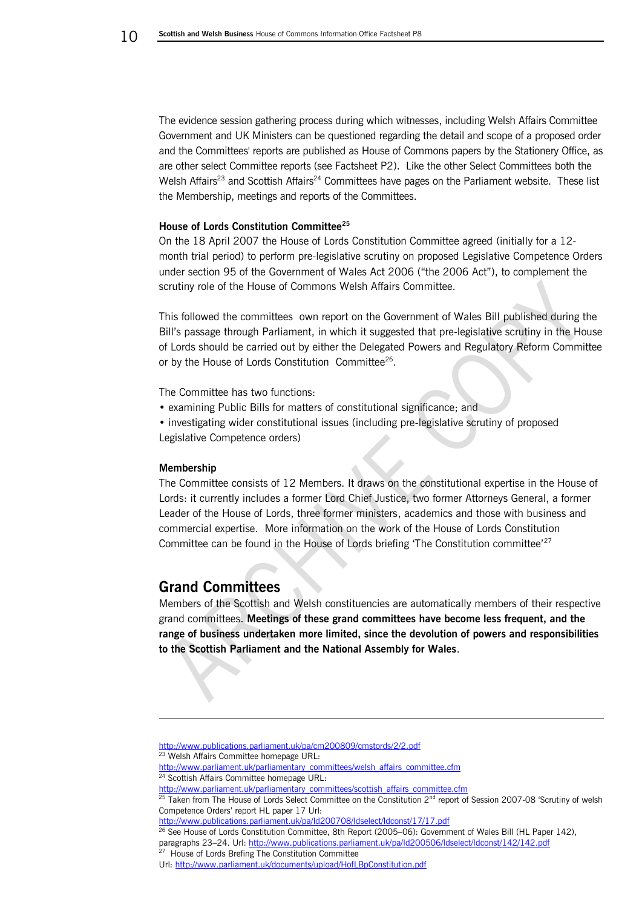The evidence session gathering process during which witnesses, including Welsh Affairs Committee Government and UK Ministers can be questioned regarding the detail and scope of a proposed order and the Committees' reports are published as House of Commons papers by the Stationery Office, as are other select Committee reports (see Factsheet P2). Like the other Select Committees both the Welsh Affairs[23] and Scottish Affairs[24] Committees have pages on the Parliament website. These list the Membership, meetings and reports of the Committees.

**House of Lords Constitution Committee[25]**

On the 18 April 2007 the House of Lords Constitution Committee agreed (initially for a 12-month trial period) to perform pre-legislative scrutiny on proposed Legislative Competence Orders under section 95 of the Government of Wales Act 2006 ("the 2006 Act"), to complement the scrutiny role of the House of Commons Welsh Affairs Committee.

This followed the committees own report on the Government of Wales Bill published during the Bill's passage through Parliament, in which it suggested that pre-legislative scrutiny in the House of Lords should be carried out by either the Delegated Powers and Regulatory Reform Committee or by the House of Lords Constitution Committee[26].

The Committee has two functions:

- examining Public Bills for matters of constitutional significance; and
- investigating wider constitutional issues (including pre-legislative scrutiny of proposed Legislative Competence orders)

**Membership**

The Committee consists of 12 Members. It draws on the constitutional expertise in the House of Lords: it currently includes a former Lord Chief Justice, two former Attorneys General, a former Leader of the House of Lords, three former ministers, academics and those with business and commercial expertise. More information on the work of the House of Lords Constitution Committee can be found in the House of Lords briefing 'The Constitution committee'[27]

## Grand Committees

Members of the Scottish and Welsh constituencies are automatically members of their respective grand committees. **Meetings of these grand committees have become less frequent, and the range of business undertaken more limited, since the devolution of powers and responsibilities to the Scottish Parliament and the National Assembly for Wales**.

---

http://www.publications.parliament.uk/pa/cm200809/cmstords/2/2.pdf

[23] Welsh Affairs Committee homepage URL: http://www.parliament.uk/parliamentary_committees/welsh_affairs_committee.cfm

[24] Scottish Affairs Committee homepage URL: http://www.parliament.uk/parliamentary_committees/scottish_affairs_committee.cfm

[25] Taken from The House of Lords Select Committee on the Constitution 2nd report of Session 2007-08 'Scrutiny of welsh Competence Orders' report HL paper 17 Url: http://www.publications.parliament.uk/pa/ld200708/ldselect/ldconst/17/17.pdf

[26] See House of Lords Constitution Committee, 8th Report (2005–06): Government of Wales Bill (HL Paper 142), paragraphs 23–24. Url: http://www.publications.parliament.uk/pa/ld200506/ldselect/ldconst/142/142.pdf

[27] House of Lords Brefing The Constitution Committee Url: http://www.parliament.uk/documents/upload/HofLBpConstitution.pdf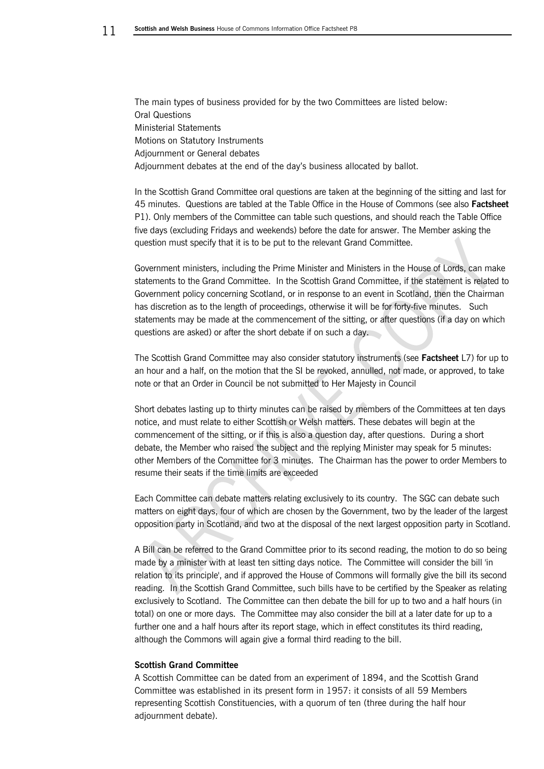The main types of business provided for by the two Committees are listed below:
Oral Questions
Ministerial Statements
Motions on Statutory Instruments
Adjournment or General debates
Adjournment debates at the end of the day's business allocated by ballot.

In the Scottish Grand Committee oral questions are taken at the beginning of the sitting and last for 45 minutes. Questions are tabled at the Table Office in the House of Commons (see also **Factsheet** P1). Only members of the Committee can table such questions, and should reach the Table Office five days (excluding Fridays and weekends) before the date for answer. The Member asking the question must specify that it is to be put to the relevant Grand Committee.

Government ministers, including the Prime Minister and Ministers in the House of Lords, can make statements to the Grand Committee. In the Scottish Grand Committee, if the statement is related to Government policy concerning Scotland, or in response to an event in Scotland, then the Chairman has discretion as to the length of proceedings, otherwise it will be for forty-five minutes. Such statements may be made at the commencement of the sitting, or after questions (if a day on which questions are asked) or after the short debate if on such a day.

The Scottish Grand Committee may also consider statutory instruments (see **Factsheet** L7) for up to an hour and a half, on the motion that the SI be revoked, annulled, not made, or approved, to take note or that an Order in Council be not submitted to Her Majesty in Council

Short debates lasting up to thirty minutes can be raised by members of the Committees at ten days notice, and must relate to either Scottish or Welsh matters. These debates will begin at the commencement of the sitting, or if this is also a question day, after questions. During a short debate, the Member who raised the subject and the replying Minister may speak for 5 minutes: other Members of the Committee for 3 minutes. The Chairman has the power to order Members to resume their seats if the time limits are exceeded

Each Committee can debate matters relating exclusively to its country. The SGC can debate such matters on eight days, four of which are chosen by the Government, two by the leader of the largest opposition party in Scotland, and two at the disposal of the next largest opposition party in Scotland.

A Bill can be referred to the Grand Committee prior to its second reading, the motion to do so being made by a minister with at least ten sitting days notice. The Committee will consider the bill 'in relation to its principle', and if approved the House of Commons will formally give the bill its second reading. In the Scottish Grand Committee, such bills have to be certified by the Speaker as relating exclusively to Scotland. The Committee can then debate the bill for up to two and a half hours (in total) on one or more days. The Committee may also consider the bill at a later date for up to a further one and a half hours after its report stage, which in effect constitutes its third reading, although the Commons will again give a formal third reading to the bill.

### Scottish Grand Committee

A Scottish Committee can be dated from an experiment of 1894, and the Scottish Grand Committee was established in its present form in 1957: it consists of all 59 Members representing Scottish Constituencies, with a quorum of ten (three during the half hour adjournment debate).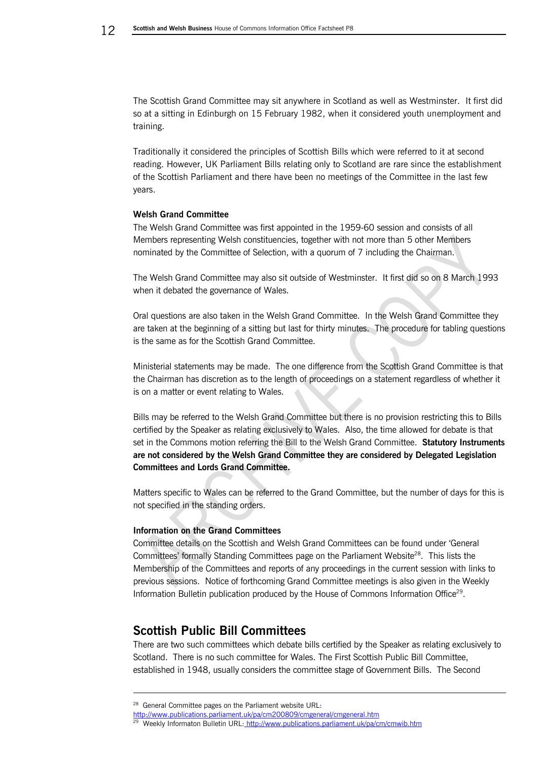The Scottish Grand Committee may sit anywhere in Scotland as well as Westminster. It first did so at a sitting in Edinburgh on 15 February 1982, when it considered youth unemployment and training.

Traditionally it considered the principles of Scottish Bills which were referred to it at second reading. However, UK Parliament Bills relating only to Scotland are rare since the establishment of the Scottish Parliament and there have been no meetings of the Committee in the last few years.

**Welsh Grand Committee**

The Welsh Grand Committee was first appointed in the 1959-60 session and consists of all Members representing Welsh constituencies, together with not more than 5 other Members nominated by the Committee of Selection, with a quorum of 7 including the Chairman.

The Welsh Grand Committee may also sit outside of Westminster. It first did so on 8 March 1993 when it debated the governance of Wales.

Oral questions are also taken in the Welsh Grand Committee. In the Welsh Grand Committee they are taken at the beginning of a sitting but last for thirty minutes. The procedure for tabling questions is the same as for the Scottish Grand Committee.

Ministerial statements may be made. The one difference from the Scottish Grand Committee is that the Chairman has discretion as to the length of proceedings on a statement regardless of whether it is on a matter or event relating to Wales.

Bills may be referred to the Welsh Grand Committee but there is no provision restricting this to Bills certified by the Speaker as relating exclusively to Wales. Also, the time allowed for debate is that set in the Commons motion referring the Bill to the Welsh Grand Committee. **Statutory Instruments are not considered by the Welsh Grand Committee they are considered by Delegated Legislation Committees and Lords Grand Committee.**

Matters specific to Wales can be referred to the Grand Committee, but the number of days for this is not specified in the standing orders.

**Information on the Grand Committees**

Committee details on the Scottish and Welsh Grand Committees can be found under 'General Committees' formally Standing Committees page on the Parliament Website[28]. This lists the Membership of the Committees and reports of any proceedings in the current session with links to previous sessions. Notice of forthcoming Grand Committee meetings is also given in the Weekly Information Bulletin publication produced by the House of Commons Information Office[29].

## Scottish Public Bill Committees

There are two such committees which debate bills certified by the Speaker as relating exclusively to Scotland. There is no such committee for Wales. The First Scottish Public Bill Committee, established in 1948, usually considers the committee stage of Government Bills. The Second

---

[28] General Committee pages on the Parliament website URL: http://www.publications.parliament.uk/pa/cm200809/cmgeneral/cmgeneral.htm

[29] Weekly Informaton Bulletin URL: http://www.publications.parliament.uk/pa/cm/cmwib.htm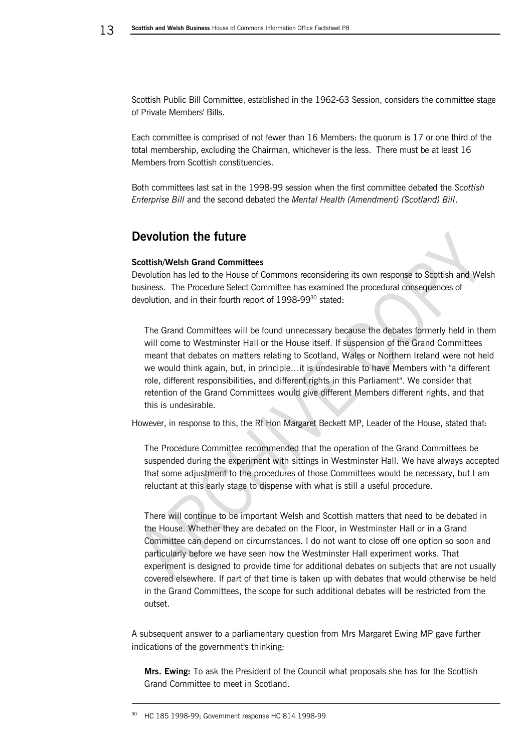Scottish Public Bill Committee, established in the 1962-63 Session, considers the committee stage of Private Members' Bills.

Each committee is comprised of not fewer than 16 Members: the quorum is 17 or one third of the total membership, excluding the Chairman, whichever is the less. There must be at least 16 Members from Scottish constituencies.

Both committees last sat in the 1998-99 session when the first committee debated the *Scottish Enterprise Bill* and the second debated the *Mental Health (Amendment) (Scotland) Bill*.

## Devolution the future

#### Scottish/Welsh Grand Committees

Devolution has led to the House of Commons reconsidering its own response to Scottish and Welsh business. The Procedure Select Committee has examined the procedural consequences of devolution, and in their fourth report of 1998-99[30] stated:

> The Grand Committees will be found unnecessary because the debates formerly held in them will come to Westminster Hall or the House itself. If suspension of the Grand Committees meant that debates on matters relating to Scotland, Wales or Northern Ireland were not held we would think again, but, in principle…it is undesirable to have Members with "a different role, different responsibilities, and different rights in this Parliament". We consider that retention of the Grand Committees would give different Members different rights, and that this is undesirable.

However, in response to this, the Rt Hon Margaret Beckett MP, Leader of the House, stated that:

> The Procedure Committee recommended that the operation of the Grand Committees be suspended during the experiment with sittings in Westminster Hall. We have always accepted that some adjustment to the procedures of those Committees would be necessary, but I am reluctant at this early stage to dispense with what is still a useful procedure.
>
> There will continue to be important Welsh and Scottish matters that need to be debated in the House. Whether they are debated on the Floor, in Westminster Hall or in a Grand Committee can depend on circumstances. I do not want to close off one option so soon and particularly before we have seen how the Westminster Hall experiment works. That experiment is designed to provide time for additional debates on subjects that are not usually covered elsewhere. If part of that time is taken up with debates that would otherwise be held in the Grand Committees, the scope for such additional debates will be restricted from the outset.

A subsequent answer to a parliamentary question from Mrs Margaret Ewing MP gave further indications of the government's thinking:

> **Mrs. Ewing:** To ask the President of the Council what proposals she has for the Scottish Grand Committee to meet in Scotland.

---

[30] HC 185 1998-99; Government response HC 814 1998-99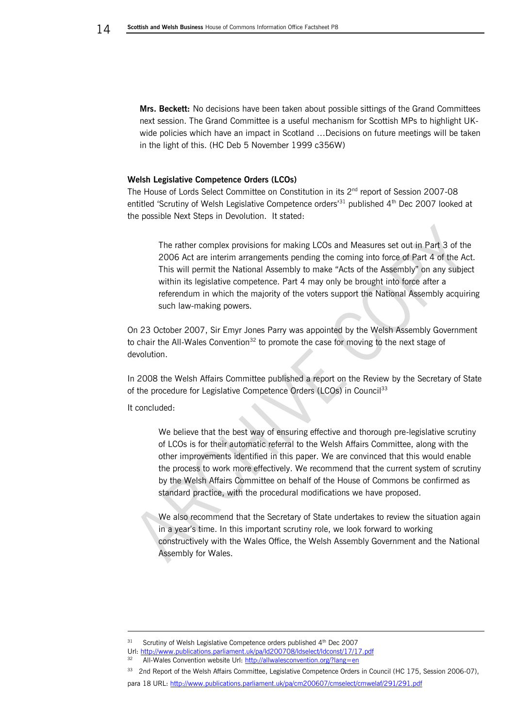**Mrs. Beckett:** No decisions have been taken about possible sittings of the Grand Committees next session. The Grand Committee is a useful mechanism for Scottish MPs to highlight UK-wide policies which have an impact in Scotland …Decisions on future meetings will be taken in the light of this. (HC Deb 5 November 1999 c356W)

### Welsh Legislative Competence Orders (LCOs)

The House of Lords Select Committee on Constitution in its 2nd report of Session 2007-08 entitled 'Scrutiny of Welsh Legislative Competence orders'[31] published 4th Dec 2007 looked at the possible Next Steps in Devolution. It stated:

> The rather complex provisions for making LCOs and Measures set out in Part 3 of the 2006 Act are interim arrangements pending the coming into force of Part 4 of the Act. This will permit the National Assembly to make "Acts of the Assembly" on any subject within its legislative competence. Part 4 may only be brought into force after a referendum in which the majority of the voters support the National Assembly acquiring such law-making powers.

On 23 October 2007, Sir Emyr Jones Parry was appointed by the Welsh Assembly Government to chair the All-Wales Convention[32] to promote the case for moving to the next stage of devolution.

In 2008 the Welsh Affairs Committee published a report on the Review by the Secretary of State of the procedure for Legislative Competence Orders (LCOs) in Council[33]

It concluded:

> We believe that the best way of ensuring effective and thorough pre-legislative scrutiny of LCOs is for their automatic referral to the Welsh Affairs Committee, along with the other improvements identified in this paper. We are convinced that this would enable the process to work more effectively. We recommend that the current system of scrutiny by the Welsh Affairs Committee on behalf of the House of Commons be confirmed as standard practice, with the procedural modifications we have proposed.
>
> We also recommend that the Secretary of State undertakes to review the situation again in a year's time. In this important scrutiny role, we look forward to working constructively with the Wales Office, the Welsh Assembly Government and the National Assembly for Wales.

---

[31] Scrutiny of Welsh Legislative Competence orders published 4th Dec 2007 Url: http://www.publications.parliament.uk/pa/ld200708/ldselect/ldconst/17/17.pdf

[32] All-Wales Convention website Url: http://allwalesconvention.org/?lang=en

[33] 2nd Report of the Welsh Affairs Committee, Legislative Competence Orders in Council (HC 175, Session 2006-07), para 18 URL: http://www.publications.parliament.uk/pa/cm200607/cmselect/cmwelaf/291/291.pdf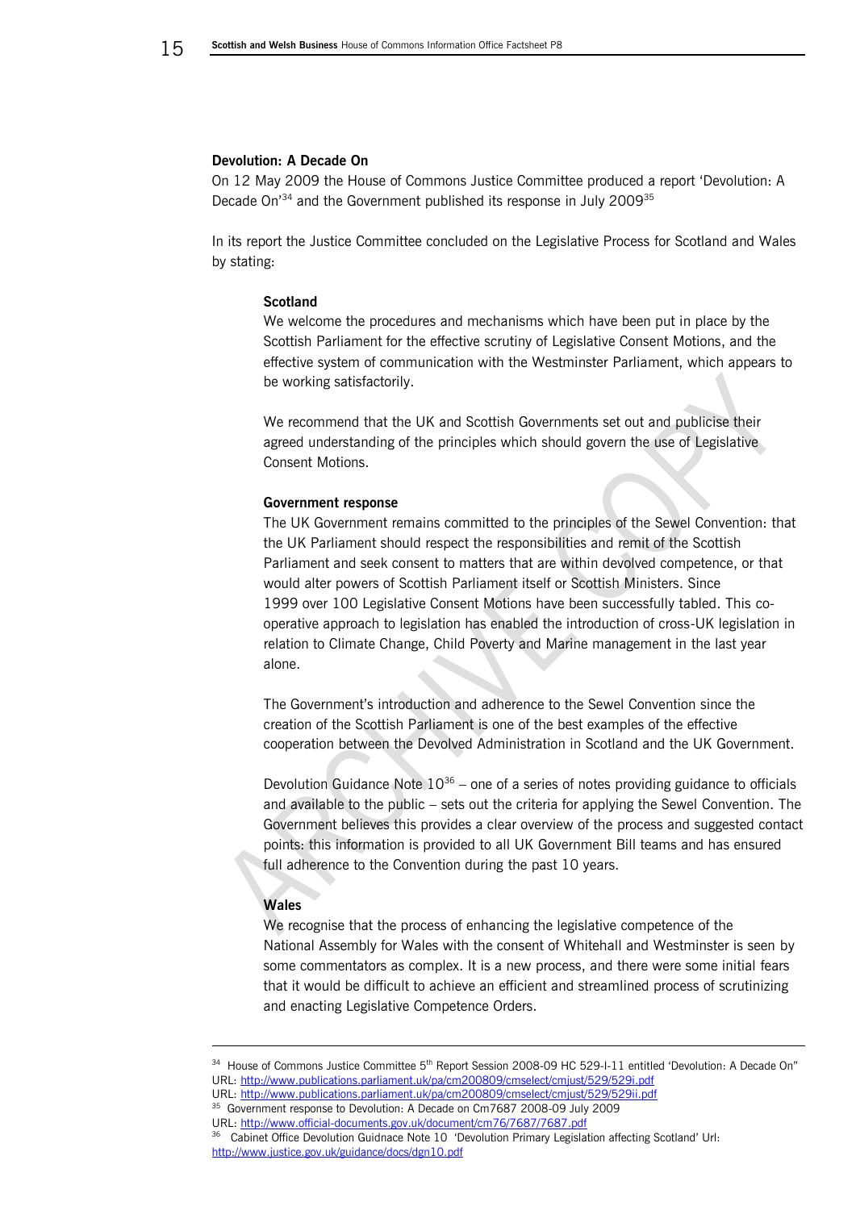**Devolution: A Decade On**

On 12 May 2009 the House of Commons Justice Committee produced a report 'Devolution: A Decade On'[34] and the Government published its response in July 2009[35]

In its report the Justice Committee concluded on the Legislative Process for Scotland and Wales by stating:

> **Scotland**
>
> We welcome the procedures and mechanisms which have been put in place by the Scottish Parliament for the effective scrutiny of Legislative Consent Motions, and the effective system of communication with the Westminster Parliament, which appears to be working satisfactorily.
>
> We recommend that the UK and Scottish Governments set out and publicise their agreed understanding of the principles which should govern the use of Legislative Consent Motions.
>
> **Government response**
>
> The UK Government remains committed to the principles of the Sewel Convention: that the UK Parliament should respect the responsibilities and remit of the Scottish Parliament and seek consent to matters that are within devolved competence, or that would alter powers of Scottish Parliament itself or Scottish Ministers. Since 1999 over 100 Legislative Consent Motions have been successfully tabled. This co-operative approach to legislation has enabled the introduction of cross-UK legislation in relation to Climate Change, Child Poverty and Marine management in the last year alone.
>
> The Government's introduction and adherence to the Sewel Convention since the creation of the Scottish Parliament is one of the best examples of the effective cooperation between the Devolved Administration in Scotland and the UK Government.
>
> Devolution Guidance Note 10[36] – one of a series of notes providing guidance to officials and available to the public – sets out the criteria for applying the Sewel Convention. The Government believes this provides a clear overview of the process and suggested contact points: this information is provided to all UK Government Bill teams and has ensured full adherence to the Convention during the past 10 years.
>
> **Wales**
>
> We recognise that the process of enhancing the legislative competence of the National Assembly for Wales with the consent of Whitehall and Westminster is seen by some commentators as complex. It is a new process, and there were some initial fears that it would be difficult to achieve an efficient and streamlined process of scrutinizing and enacting Legislative Competence Orders.

---

[34] House of Commons Justice Committee 5th Report Session 2008-09 HC 529-I-11 entitled 'Devolution: A Decade On"
URL: http://www.publications.parliament.uk/pa/cm200809/cmselect/cmjust/529/529i.pdf
URL: http://www.publications.parliament.uk/pa/cm200809/cmselect/cmjust/529/529ii.pdf

[35] Government response to Devolution: A Decade on Cm7687 2008-09 July 2009
URL: http://www.official-documents.gov.uk/document/cm76/7687/7687.pdf

[36] Cabinet Office Devolution Guidnace Note 10 'Devolution Primary Legislation affecting Scotland' Url: http://www.justice.gov.uk/guidance/docs/dgn10.pdf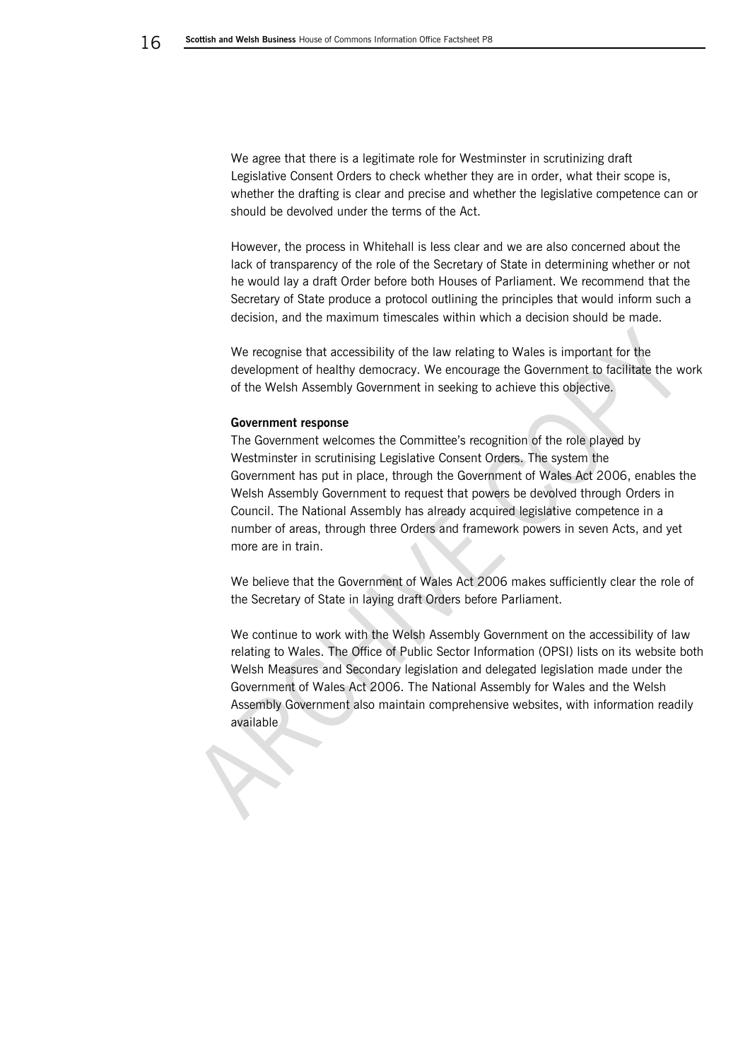We agree that there is a legitimate role for Westminster in scrutinizing draft Legislative Consent Orders to check whether they are in order, what their scope is, whether the drafting is clear and precise and whether the legislative competence can or should be devolved under the terms of the Act.

However, the process in Whitehall is less clear and we are also concerned about the lack of transparency of the role of the Secretary of State in determining whether or not he would lay a draft Order before both Houses of Parliament. We recommend that the Secretary of State produce a protocol outlining the principles that would inform such a decision, and the maximum timescales within which a decision should be made.

We recognise that accessibility of the law relating to Wales is important for the development of healthy democracy. We encourage the Government to facilitate the work of the Welsh Assembly Government in seeking to achieve this objective.

**Government response**

The Government welcomes the Committee's recognition of the role played by Westminster in scrutinising Legislative Consent Orders. The system the Government has put in place, through the Government of Wales Act 2006, enables the Welsh Assembly Government to request that powers be devolved through Orders in Council. The National Assembly has already acquired legislative competence in a number of areas, through three Orders and framework powers in seven Acts, and yet more are in train.

We believe that the Government of Wales Act 2006 makes sufficiently clear the role of the Secretary of State in laying draft Orders before Parliament.

We continue to work with the Welsh Assembly Government on the accessibility of law relating to Wales. The Office of Public Sector Information (OPSI) lists on its website both Welsh Measures and Secondary legislation and delegated legislation made under the Government of Wales Act 2006. The National Assembly for Wales and the Welsh Assembly Government also maintain comprehensive websites, with information readily available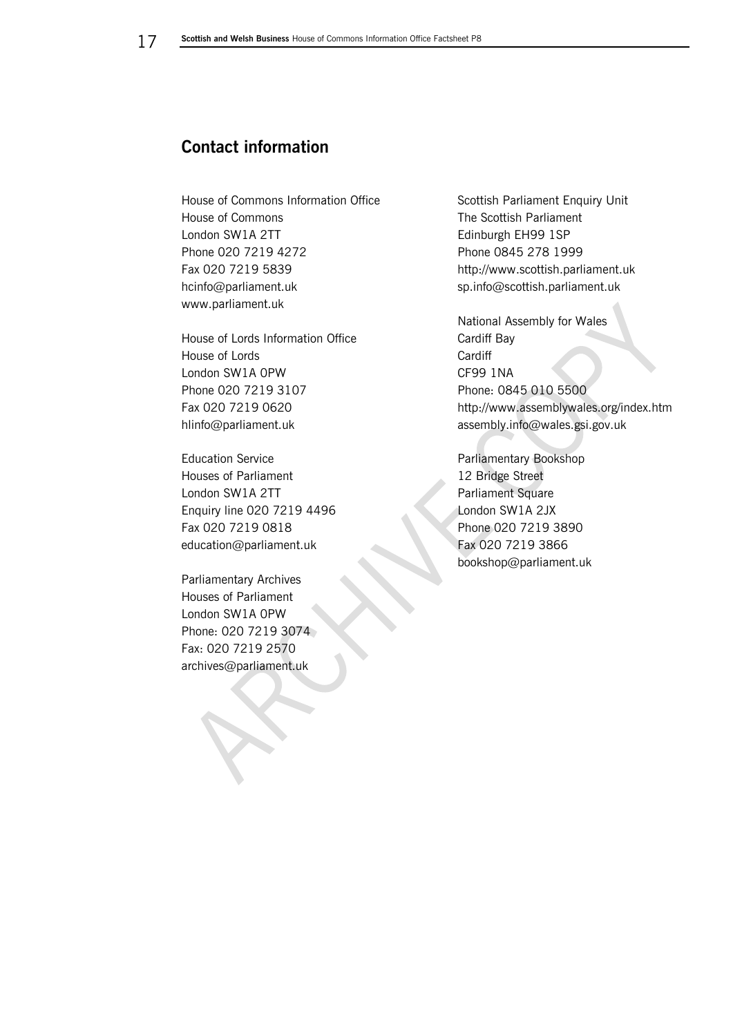## Contact information

House of Commons Information Office
House of Commons
London SW1A 2TT
Phone 020 7219 4272
Fax 020 7219 5839
hcinfo@parliament.uk
www.parliament.uk

House of Lords Information Office
House of Lords
London SW1A 0PW
Phone 020 7219 3107
Fax 020 7219 0620
hlinfo@parliament.uk

Education Service
Houses of Parliament
London SW1A 2TT
Enquiry line 020 7219 4496
Fax 020 7219 0818
education@parliament.uk

Parliamentary Archives
Houses of Parliament
London SW1A 0PW
Phone: 020 7219 3074
Fax: 020 7219 2570
archives@parliament.uk

Scottish Parliament Enquiry Unit
The Scottish Parliament
Edinburgh EH99 1SP
Phone 0845 278 1999
http://www.scottish.parliament.uk
sp.info@scottish.parliament.uk

National Assembly for Wales
Cardiff Bay
Cardiff
CF99 1NA
Phone: 0845 010 5500
http://www.assemblywales.org/index.htm
assembly.info@wales.gsi.gov.uk

Parliamentary Bookshop
12 Bridge Street
Parliament Square
London SW1A 2JX
Phone 020 7219 3890
Fax 020 7219 3866
bookshop@parliament.uk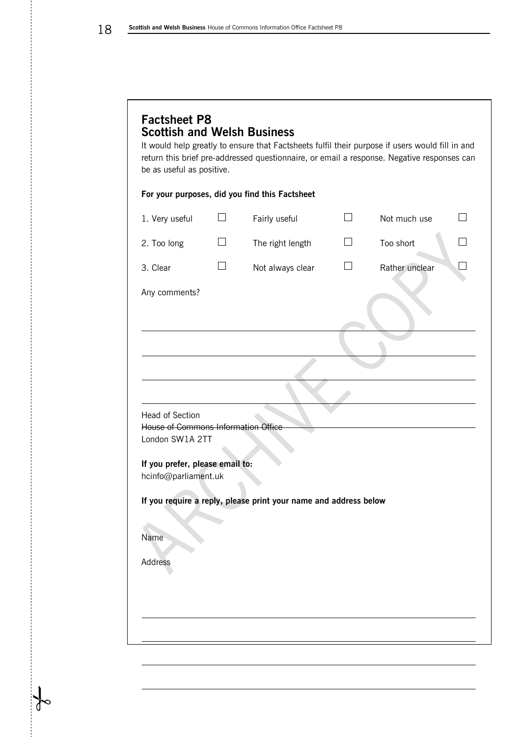## Factsheet P8
## Scottish and Welsh Business

It would help greatly to ensure that Factsheets fulfil their purpose if users would fill in and return this brief pre-addressed questionnaire, or email a response. Negative responses can be as useful as positive.

**For your purposes, did you find this Factsheet**

| | | | | | |
|---|---|---|---|---|---|
| 1. Very useful | ☐ | Fairly useful | ☐ | Not much use | ☐ |
| 2. Too long | ☐ | The right length | ☐ | Too short | ☐ |
| 3. Clear | ☐ | Not always clear | ☐ | Rather unclear | ☐ |

Any comments?

Head of Section
House of Commons Information Office
London SW1A 2TT

**If you prefer, please email to:**
hcinfo@parliament.uk

**If you require a reply, please print your name and address below**

Name

Address